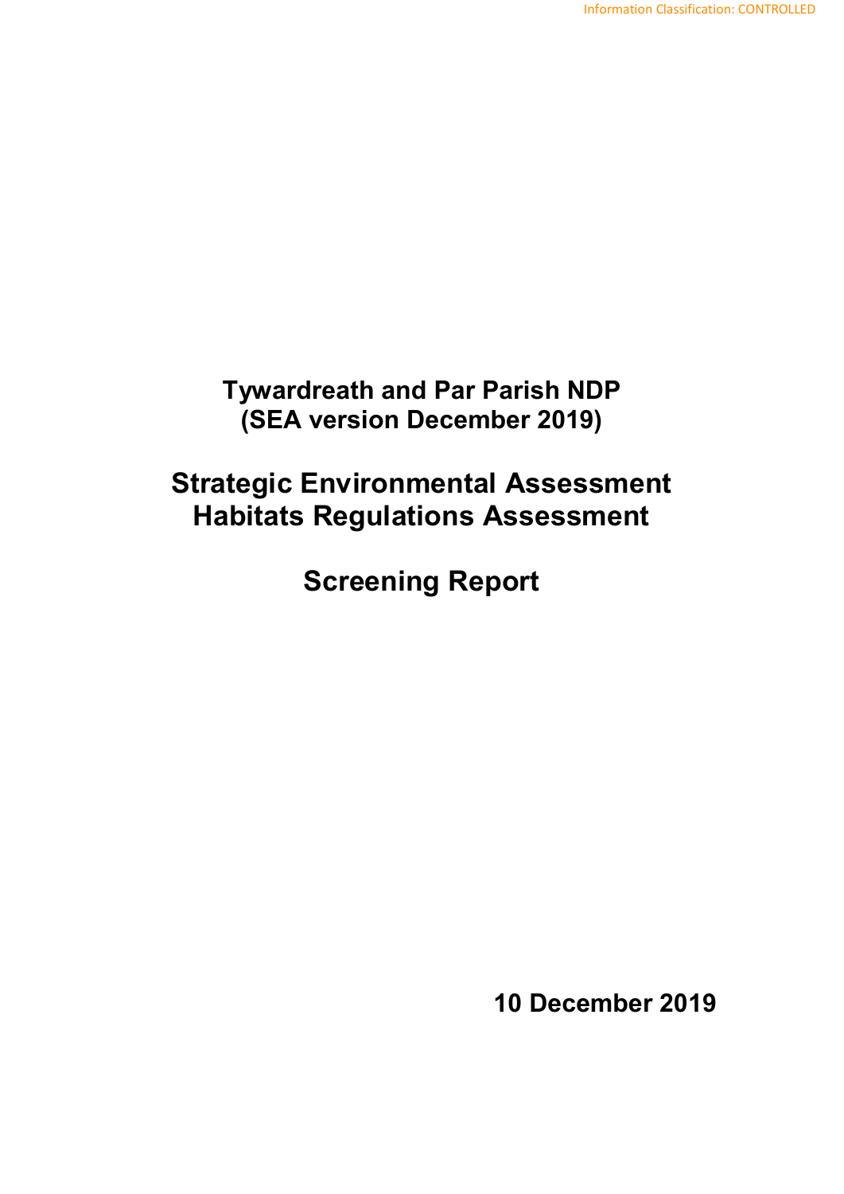# Tywardreath and Par Parish NDP (SEA version December 2019)

# Strategic Environmental Assessment Habitats Regulations Assessment

# Screening Report

**10 December 2019**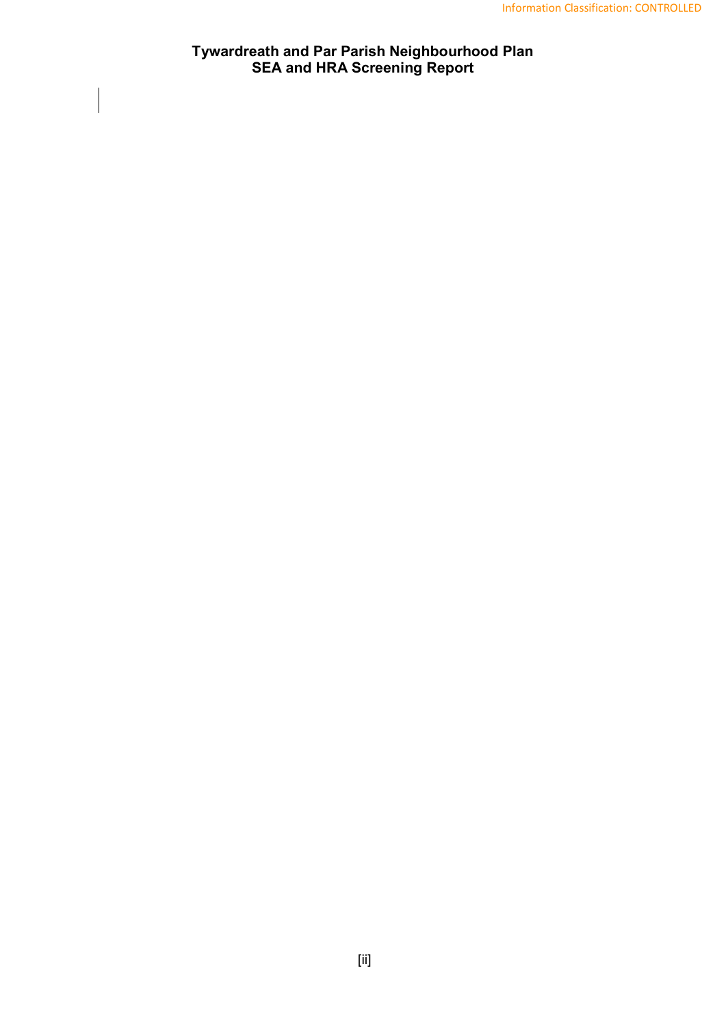**Tywardreath and Par Parish Neighbourhood Plan**
**SEA and HRA Screening Report**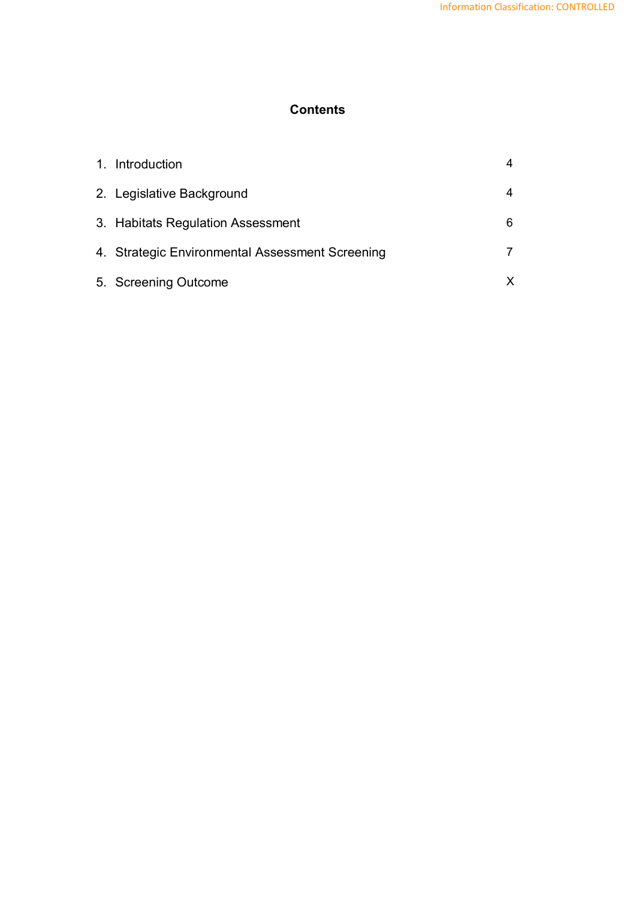**Contents**

| | |
|---|---|
| 1. Introduction | 4 |
| 2. Legislative Background | 4 |
| 3. Habitats Regulation Assessment | 6 |
| 4. Strategic Environmental Assessment Screening | 7 |
| 5. Screening Outcome | X |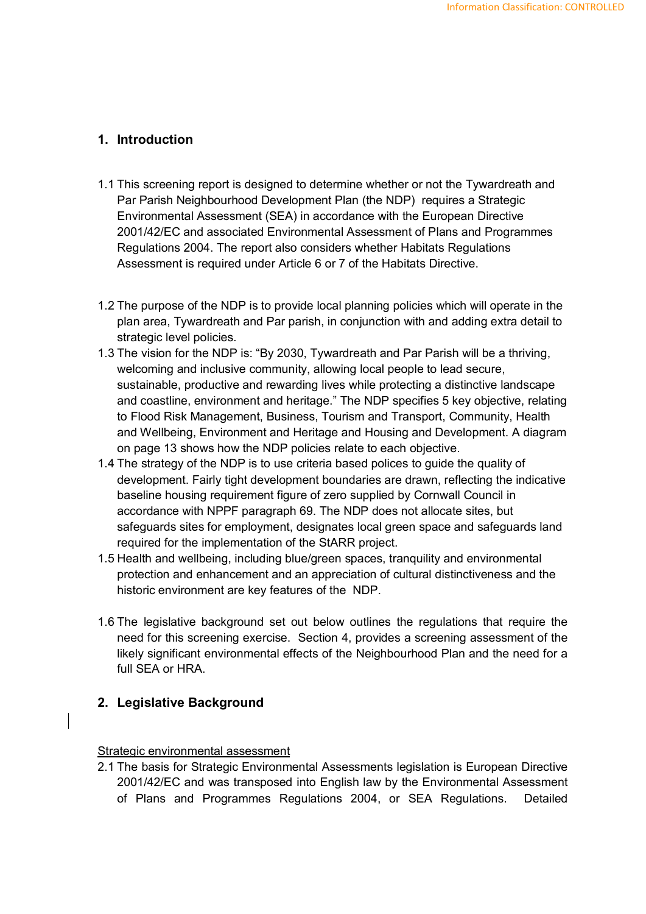## 1. Introduction

1.1 This screening report is designed to determine whether or not the Tywardreath and Par Parish Neighbourhood Development Plan (the NDP) requires a Strategic Environmental Assessment (SEA) in accordance with the European Directive 2001/42/EC and associated Environmental Assessment of Plans and Programmes Regulations 2004. The report also considers whether Habitats Regulations Assessment is required under Article 6 or 7 of the Habitats Directive.

1.2 The purpose of the NDP is to provide local planning policies which will operate in the plan area, Tywardreath and Par parish, in conjunction with and adding extra detail to strategic level policies.

1.3 The vision for the NDP is: "By 2030, Tywardreath and Par Parish will be a thriving, welcoming and inclusive community, allowing local people to lead secure, sustainable, productive and rewarding lives while protecting a distinctive landscape and coastline, environment and heritage." The NDP specifies 5 key objective, relating to Flood Risk Management, Business, Tourism and Transport, Community, Health and Wellbeing, Environment and Heritage and Housing and Development. A diagram on page 13 shows how the NDP policies relate to each objective.

1.4 The strategy of the NDP is to use criteria based polices to guide the quality of development. Fairly tight development boundaries are drawn, reflecting the indicative baseline housing requirement figure of zero supplied by Cornwall Council in accordance with NPPF paragraph 69. The NDP does not allocate sites, but safeguards sites for employment, designates local green space and safeguards land required for the implementation of the StARR project.

1.5 Health and wellbeing, including blue/green spaces, tranquility and environmental protection and enhancement and an appreciation of cultural distinctiveness and the historic environment are key features of the NDP.

1.6 The legislative background set out below outlines the regulations that require the need for this screening exercise. Section 4, provides a screening assessment of the likely significant environmental effects of the Neighbourhood Plan and the need for a full SEA or HRA.

## 2. Legislative Background

<u>Strategic environmental assessment</u>

2.1 The basis for Strategic Environmental Assessments legislation is European Directive 2001/42/EC and was transposed into English law by the Environmental Assessment of Plans and Programmes Regulations 2004, or SEA Regulations. Detailed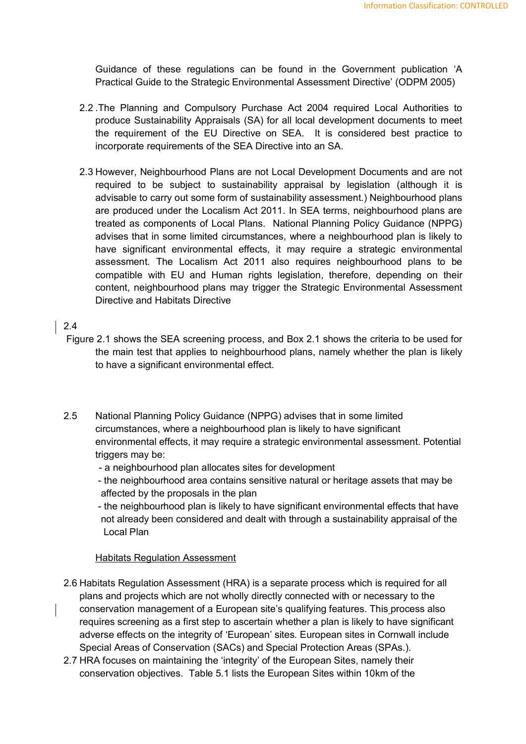Guidance of these regulations can be found in the Government publication 'A Practical Guide to the Strategic Environmental Assessment Directive' (ODPM 2005)

2.2 .The Planning and Compulsory Purchase Act 2004 required Local Authorities to produce Sustainability Appraisals (SA) for all local development documents to meet the requirement of the EU Directive on SEA. It is considered best practice to incorporate requirements of the SEA Directive into an SA.

2.3 However, Neighbourhood Plans are not Local Development Documents and are not required to be subject to sustainability appraisal by legislation (although it is advisable to carry out some form of sustainability assessment.) Neighbourhood plans are produced under the Localism Act 2011. In SEA terms, neighbourhood plans are treated as components of Local Plans. National Planning Policy Guidance (NPPG) advises that in some limited circumstances, where a neighbourhood plan is likely to have significant environmental effects, it may require a strategic environmental assessment. The Localism Act 2011 also requires neighbourhood plans to be compatible with EU and Human rights legislation, therefore, depending on their content, neighbourhood plans may trigger the Strategic Environmental Assessment Directive and Habitats Directive

2.4

Figure 2.1 shows the SEA screening process, and Box 2.1 shows the criteria to be used for the main test that applies to neighbourhood plans, namely whether the plan is likely to have a significant environmental effect.

2.5 National Planning Policy Guidance (NPPG) advises that in some limited circumstances, where a neighbourhood plan is likely to have significant environmental effects, it may require a strategic environmental assessment. Potential triggers may be:

- a neighbourhood plan allocates sites for development
- the neighbourhood area contains sensitive natural or heritage assets that may be affected by the proposals in the plan
- the neighbourhood plan is likely to have significant environmental effects that have not already been considered and dealt with through a sustainability appraisal of the Local Plan

Habitats Regulation Assessment

2.6 Habitats Regulation Assessment (HRA) is a separate process which is required for all plans and projects which are not wholly directly connected with or necessary to the conservation management of a European site's qualifying features. This process also requires screening as a first step to ascertain whether a plan is likely to have significant adverse effects on the integrity of 'European' sites. European sites in Cornwall include Special Areas of Conservation (SACs) and Special Protection Areas (SPAs.).

2.7 HRA focuses on maintaining the 'integrity' of the European Sites, namely their conservation objectives. Table 5.1 lists the European Sites within 10km of the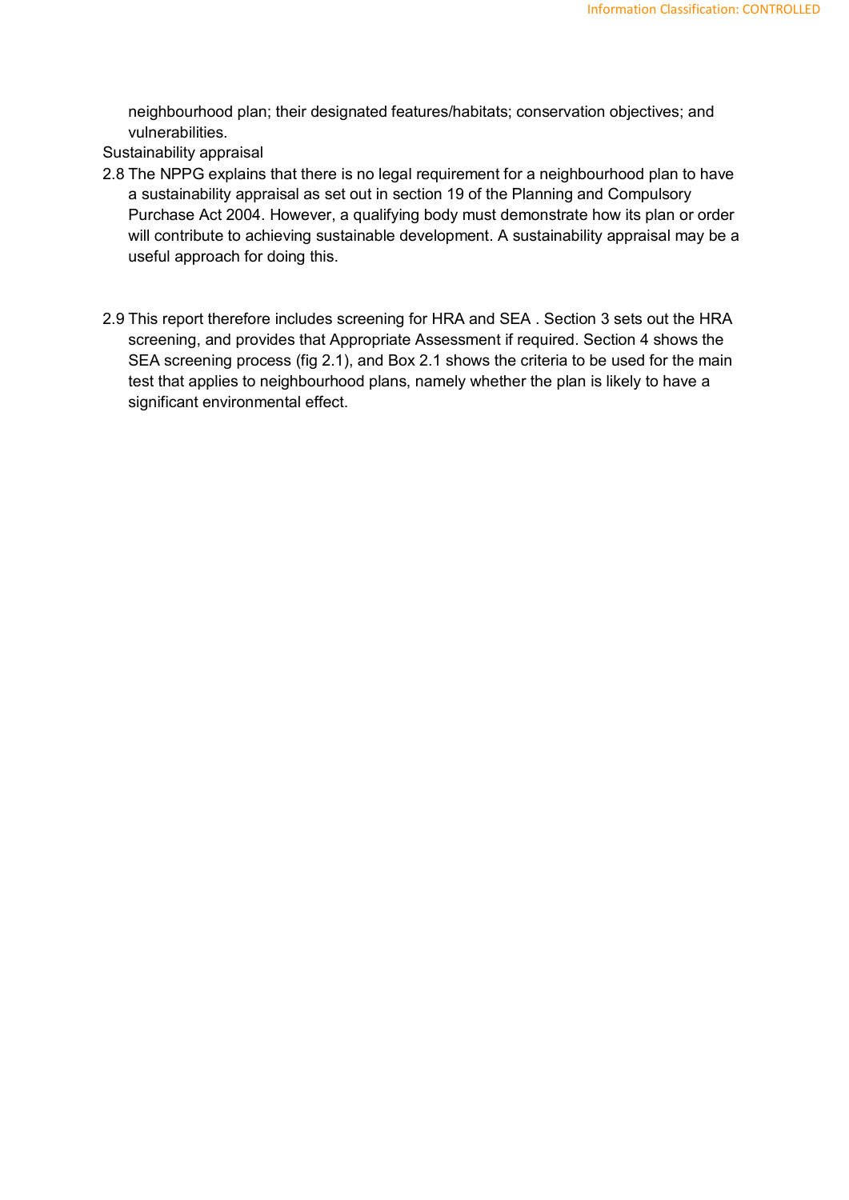neighbourhood plan; their designated features/habitats; conservation objectives; and vulnerabilities.

Sustainability appraisal

2.8 The NPPG explains that there is no legal requirement for a neighbourhood plan to have a sustainability appraisal as set out in section 19 of the Planning and Compulsory Purchase Act 2004. However, a qualifying body must demonstrate how its plan or order will contribute to achieving sustainable development. A sustainability appraisal may be a useful approach for doing this.

2.9 This report therefore includes screening for HRA and SEA . Section 3 sets out the HRA screening, and provides that Appropriate Assessment if required. Section 4 shows the SEA screening process (fig 2.1), and Box 2.1 shows the criteria to be used for the main test that applies to neighbourhood plans, namely whether the plan is likely to have a significant environmental effect.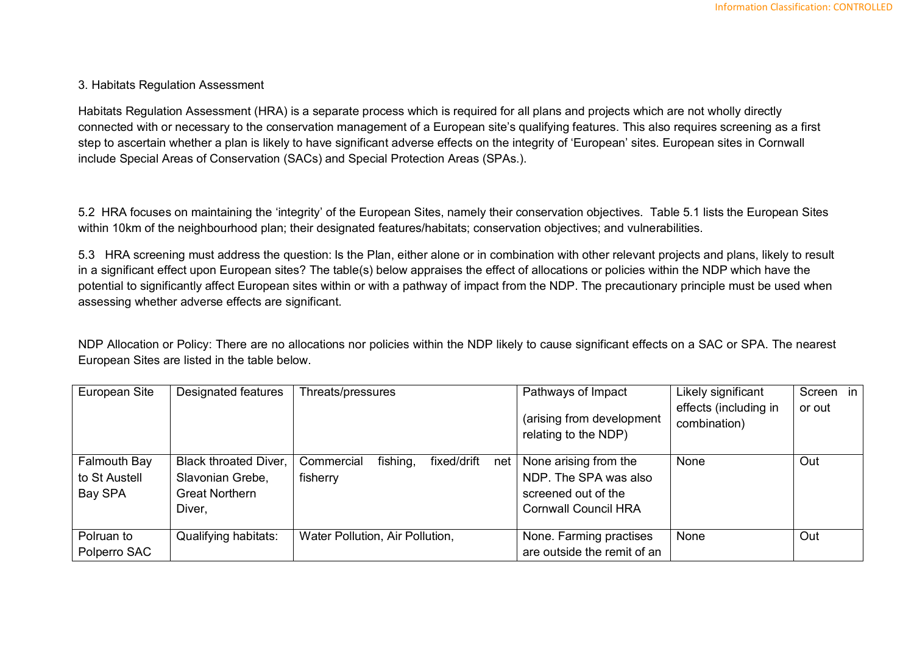3. Habitats Regulation Assessment

Habitats Regulation Assessment (HRA) is a separate process which is required for all plans and projects which are not wholly directly connected with or necessary to the conservation management of a European site's qualifying features. This also requires screening as a first step to ascertain whether a plan is likely to have significant adverse effects on the integrity of 'European' sites. European sites in Cornwall include Special Areas of Conservation (SACs) and Special Protection Areas (SPAs.).

5.2 HRA focuses on maintaining the 'integrity' of the European Sites, namely their conservation objectives. Table 5.1 lists the European Sites within 10km of the neighbourhood plan; their designated features/habitats; conservation objectives; and vulnerabilities.

5.3 HRA screening must address the question: Is the Plan, either alone or in combination with other relevant projects and plans, likely to result in a significant effect upon European sites? The table(s) below appraises the effect of allocations or policies within the NDP which have the potential to significantly affect European sites within or with a pathway of impact from the NDP. The precautionary principle must be used when assessing whether adverse effects are significant.

NDP Allocation or Policy: There are no allocations nor policies within the NDP likely to cause significant effects on a SAC or SPA. The nearest European Sites are listed in the table below.

| European Site | Designated features | Threats/pressures | Pathways of Impact (arising from development relating to the NDP) | Likely significant effects (including in combination) | Screen in or out |
|---|---|---|---|---|---|
| Falmouth Bay to St Austell Bay SPA | Black throated Diver, Slavonian Grebe, Great Northern Diver, | Commercial fishing, fixed/drift net fisherry | None arising from the NDP. The SPA was also screened out of the Cornwall Council HRA | None | Out |
| Polruan to Polperro SAC | Qualifying habitats: | Water Pollution, Air Pollution, | None. Farming practises are outside the remit of an | None | Out |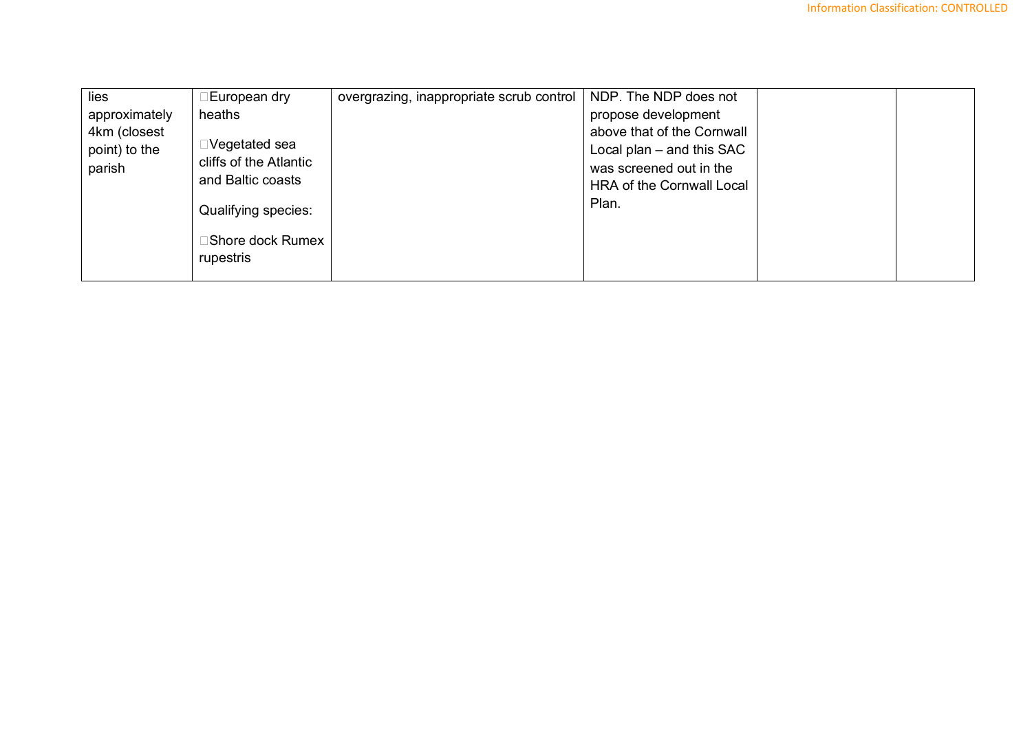| | | | | | |
|---|---|---|---|---|---|
| lies approximately 4km (closest point) to the parish | European dry heaths<br><br>Vegetated sea cliffs of the Atlantic and Baltic coasts<br><br>Qualifying species:<br><br>Shore dock Rumex rupestris | overgrazing, inappropriate scrub control | NDP. The NDP does not propose development above that of the Cornwall Local plan – and this SAC was screened out in the HRA of the Cornwall Local Plan. | | |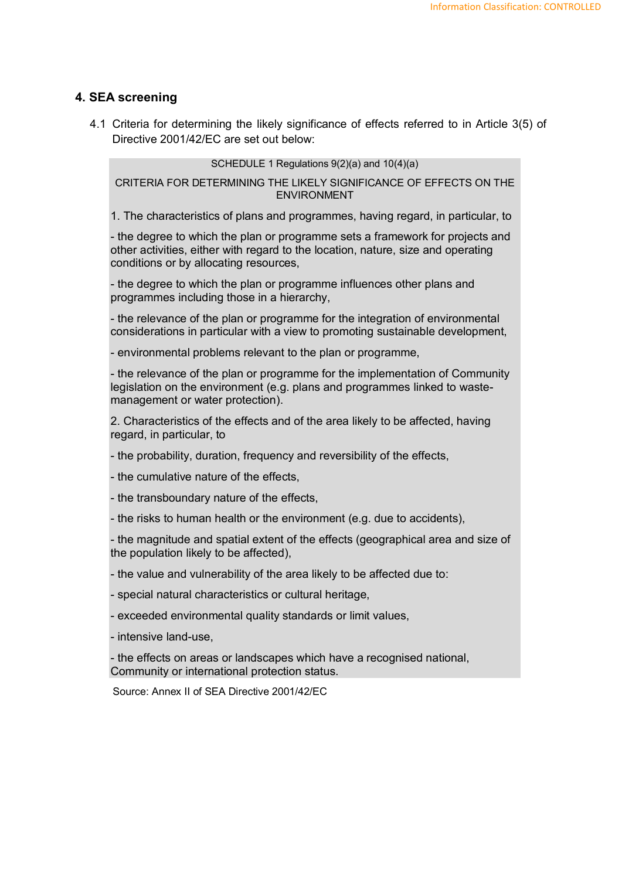## 4. SEA screening

4.1 Criteria for determining the likely significance of effects referred to in Article 3(5) of Directive 2001/42/EC are set out below:

> SCHEDULE 1 Regulations 9(2)(a) and 10(4)(a)
>
> CRITERIA FOR DETERMINING THE LIKELY SIGNIFICANCE OF EFFECTS ON THE ENVIRONMENT
>
> 1. The characteristics of plans and programmes, having regard, in particular, to
>
> - the degree to which the plan or programme sets a framework for projects and other activities, either with regard to the location, nature, size and operating conditions or by allocating resources,
>
> - the degree to which the plan or programme influences other plans and programmes including those in a hierarchy,
>
> - the relevance of the plan or programme for the integration of environmental considerations in particular with a view to promoting sustainable development,
>
> - environmental problems relevant to the plan or programme,
>
> - the relevance of the plan or programme for the implementation of Community legislation on the environment (e.g. plans and programmes linked to waste-management or water protection).
>
> 2. Characteristics of the effects and of the area likely to be affected, having regard, in particular, to
>
> - the probability, duration, frequency and reversibility of the effects,
>
> - the cumulative nature of the effects,
>
> - the transboundary nature of the effects,
>
> - the risks to human health or the environment (e.g. due to accidents),
>
> - the magnitude and spatial extent of the effects (geographical area and size of the population likely to be affected),
>
> - the value and vulnerability of the area likely to be affected due to:
>
> - special natural characteristics or cultural heritage,
>
> - exceeded environmental quality standards or limit values,
>
> - intensive land-use,
>
> - the effects on areas or landscapes which have a recognised national, Community or international protection status.

Source: Annex II of SEA Directive 2001/42/EC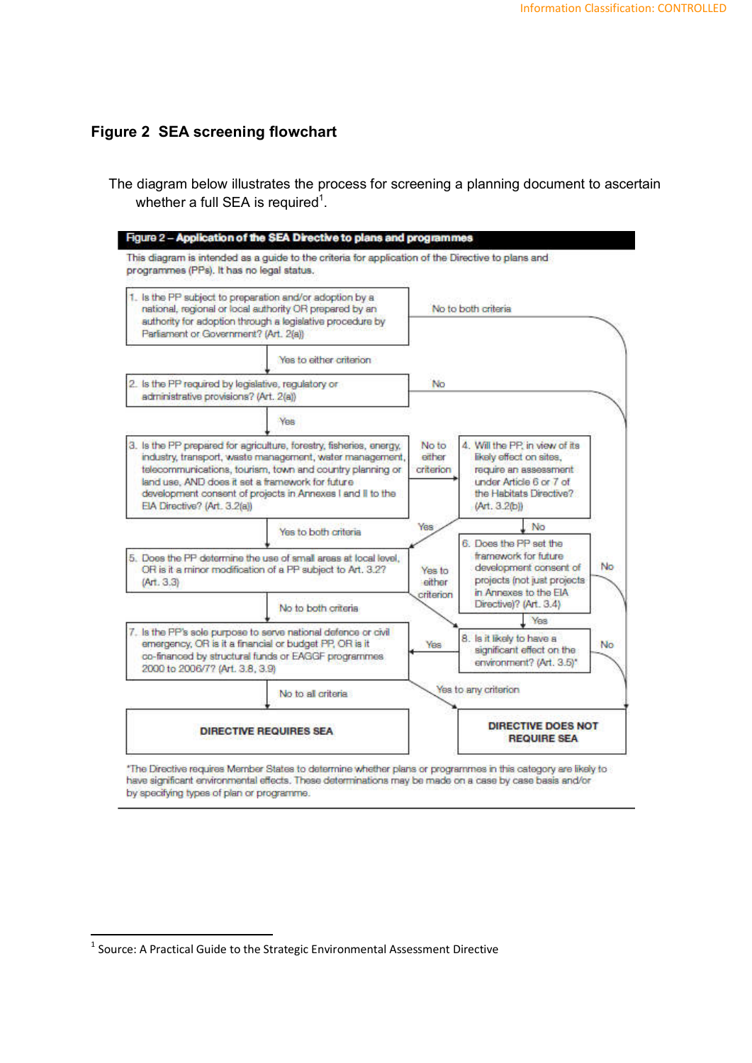### Figure 2  SEA screening flowchart

The diagram below illustrates the process for screening a planning document to ascertain whether a full SEA is required[1].

**Figure 2 – Application of the SEA Directive to plans and programmes**

This diagram is intended as a guide to the criteria for application of the Directive to plans and programmes (PPs). It has no legal status.

1. Is the PP subject to preparation and/or adoption by a national, regional or local authority OR prepared by an authority for adoption through a legislative procedure by Parliament or Government? (Art. 2(a))
   - No to both criteria → DIRECTIVE DOES NOT REQUIRE SEA
   - Yes to either criterion → 2

2. Is the PP required by legislative, regulatory or administrative provisions? (Art. 2(a))
   - No → DIRECTIVE DOES NOT REQUIRE SEA
   - Yes → 3

3. Is the PP prepared for agriculture, forestry, fisheries, energy, industry, transport, waste management, water management, telecommunications, tourism, town and country planning or land use, AND does it set a framework for future development consent of projects in Annexes I and II to the EIA Directive? (Art. 3.2(a))
   - No to either criterion → 4
   - Yes to both criteria → 5

4. Will the PP, in view of its likely effect on sites, require an assessment under Article 6 or 7 of the Habitats Directive? (Art. 3.2(b))
   - Yes → 5
   - No → 6

5. Does the PP determine the use of small areas at local level, OR is it a minor modification of a PP subject to Art. 3.2? (Art. 3.3)
   - Yes to either criterion → 8
   - No to both criteria → 7

6. Does the PP set the framework for future development consent of projects (not just projects in Annexes to the EIA Directive)? (Art. 3.4)
   - No → DIRECTIVE DOES NOT REQUIRE SEA
   - Yes → 8

7. Is the PP's sole purpose to serve national defence or civil emergency, OR is it a financial or budget PP, OR is it co-financed by structural funds or EAGGF programmes 2000 to 2006/7? (Art. 3.8, 3.9)
   - Yes to any criterion → DIRECTIVE DOES NOT REQUIRE SEA
   - No to all criteria → DIRECTIVE REQUIRES SEA

8. Is it likely to have a significant effect on the environment? (Art. 3.5)*
   - Yes → 7
   - No → DIRECTIVE DOES NOT REQUIRE SEA

**DIRECTIVE REQUIRES SEA**

**DIRECTIVE DOES NOT REQUIRE SEA**

*The Directive requires Member States to determine whether plans or programmes in this category are likely to have significant environmental effects. These determinations may be made on a case by case basis and/or by specifying types of plan or programme.

[1] Source: A Practical Guide to the Strategic Environmental Assessment Directive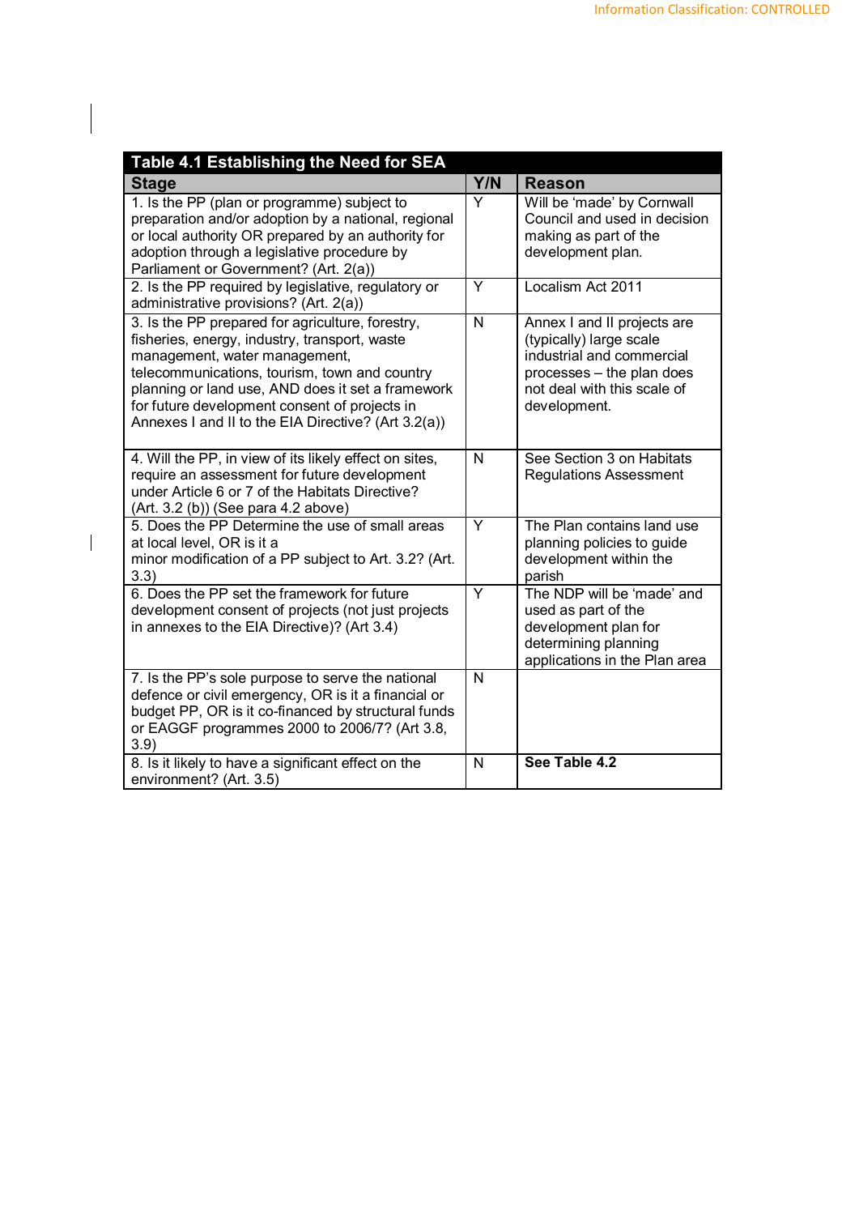**Table 4.1 Establishing the Need for SEA**

| Stage | Y/N | Reason |
|---|---|---|
| 1. Is the PP (plan or programme) subject to preparation and/or adoption by a national, regional or local authority OR prepared by an authority for adoption through a legislative procedure by Parliament or Government? (Art. 2(a)) | Y | Will be 'made' by Cornwall Council and used in decision making as part of the development plan. |
| 2. Is the PP required by legislative, regulatory or administrative provisions? (Art. 2(a)) | Y | Localism Act 2011 |
| 3. Is the PP prepared for agriculture, forestry, fisheries, energy, industry, transport, waste management, water management, telecommunications, tourism, town and country planning or land use, AND does it set a framework for future development consent of projects in Annexes I and II to the EIA Directive? (Art 3.2(a)) | N | Annex I and II projects are (typically) large scale industrial and commercial processes – the plan does not deal with this scale of development. |
| 4. Will the PP, in view of its likely effect on sites, require an assessment for future development under Article 6 or 7 of the Habitats Directive? (Art. 3.2 (b)) (See para 4.2 above) | N | See Section 3 on Habitats Regulations Assessment |
| 5. Does the PP Determine the use of small areas at local level, OR is it a minor modification of a PP subject to Art. 3.2? (Art. 3.3) | Y | The Plan contains land use planning policies to guide development within the parish |
| 6. Does the PP set the framework for future development consent of projects (not just projects in annexes to the EIA Directive)? (Art 3.4) | Y | The NDP will be 'made' and used as part of the development plan for determining planning applications in the Plan area |
| 7. Is the PP's sole purpose to serve the national defence or civil emergency, OR is it a financial or budget PP, OR is it co-financed by structural funds or EAGGF programmes 2000 to 2006/7? (Art 3.8, 3.9) | N | |
| 8. Is it likely to have a significant effect on the environment? (Art. 3.5) | N | **See Table 4.2** |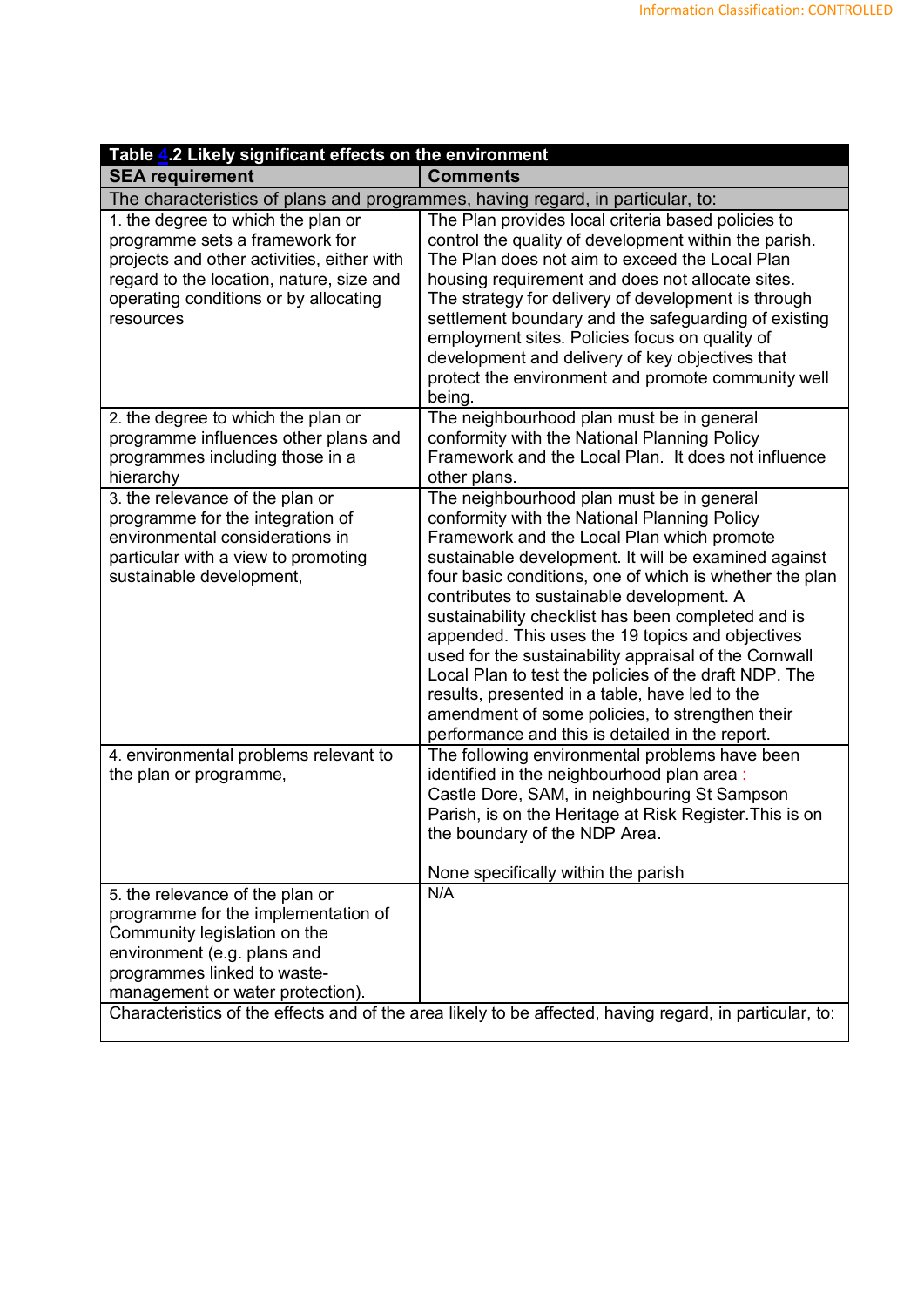| Table 4.2 Likely significant effects on the environment | |
|---|---|
| **SEA requirement** | **Comments** |
| The characteristics of plans and programmes, having regard, in particular, to: | |
| 1. the degree to which the plan or programme sets a framework for projects and other activities, either with regard to the location, nature, size and operating conditions or by allocating resources | The Plan provides local criteria based policies to control the quality of development within the parish. The Plan does not aim to exceed the Local Plan housing requirement and does not allocate sites. The strategy for delivery of development is through settlement boundary and the safeguarding of existing employment sites. Policies focus on quality of development and delivery of key objectives that protect the environment and promote community well being. |
| 2. the degree to which the plan or programme influences other plans and programmes including those in a hierarchy | The neighbourhood plan must be in general conformity with the National Planning Policy Framework and the Local Plan. It does not influence other plans. |
| 3. the relevance of the plan or programme for the integration of environmental considerations in particular with a view to promoting sustainable development, | The neighbourhood plan must be in general conformity with the National Planning Policy Framework and the Local Plan which promote sustainable development. It will be examined against four basic conditions, one of which is whether the plan contributes to sustainable development. A sustainability checklist has been completed and is appended. This uses the 19 topics and objectives used for the sustainability appraisal of the Cornwall Local Plan to test the policies of the draft NDP. The results, presented in a table, have led to the amendment of some policies, to strengthen their performance and this is detailed in the report. |
| 4. environmental problems relevant to the plan or programme, | The following environmental problems have been identified in the neighbourhood plan area :<br>Castle Dore, SAM, in neighbouring St Sampson Parish, is on the Heritage at Risk Register.This is on the boundary of the NDP Area.<br><br>None specifically within the parish |
| 5. the relevance of the plan or programme for the implementation of Community legislation on the environment (e.g. plans and programmes linked to waste-management or water protection). | N/A |
| Characteristics of the effects and of the area likely to be affected, having regard, in particular, to: | |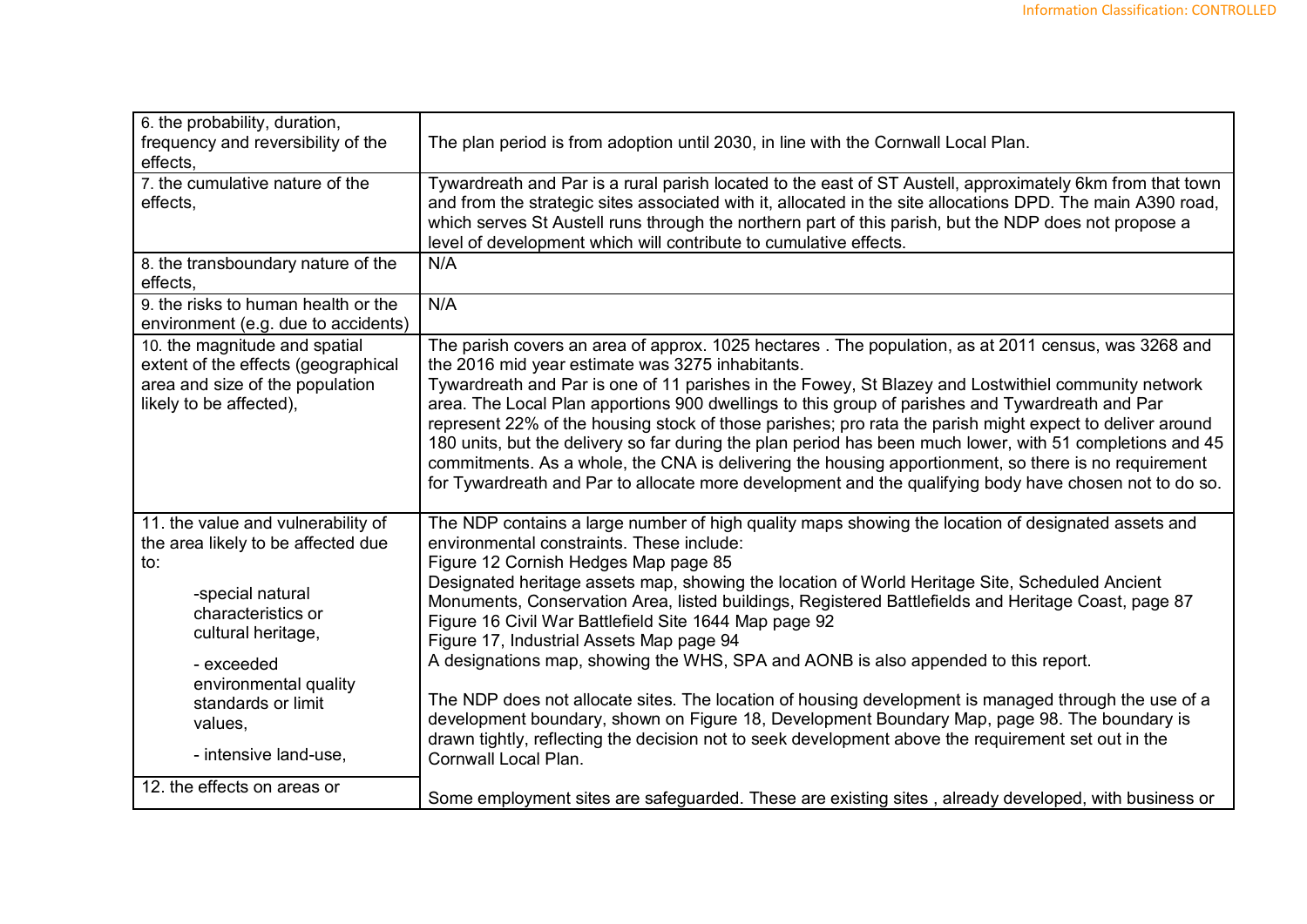| | |
|---|---|
| 6. the probability, duration, frequency and reversibility of the effects, | The plan period is from adoption until 2030, in line with the Cornwall Local Plan. |
| 7. the cumulative nature of the effects, | Tywardreath and Par is a rural parish located to the east of ST Austell, approximately 6km from that town and from the strategic sites associated with it, allocated in the site allocations DPD. The main A390 road, which serves St Austell runs through the northern part of this parish, but the NDP does not propose a level of development which will contribute to cumulative effects. |
| 8. the transboundary nature of the effects, | N/A |
| 9. the risks to human health or the environment (e.g. due to accidents) | N/A |
| 10. the magnitude and spatial extent of the effects (geographical area and size of the population likely to be affected), | The parish covers an area of approx. 1025 hectares . The population, as at 2011 census, was 3268 and the 2016 mid year estimate was 3275 inhabitants.<br>Tywardreath and Par is one of 11 parishes in the Fowey, St Blazey and Lostwithiel community network area. The Local Plan apportions 900 dwellings to this group of parishes and Tywardreath and Par represent 22% of the housing stock of those parishes; pro rata the parish might expect to deliver around 180 units, but the delivery so far during the plan period has been much lower, with 51 completions and 45 commitments. As a whole, the CNA is delivering the housing apportionment, so there is no requirement for Tywardreath and Par to allocate more development and the qualifying body have chosen not to do so. |
| 11. the value and vulnerability of the area likely to be affected due to:<br>-special natural characteristics or cultural heritage,<br>- exceeded environmental quality standards or limit values,<br>- intensive land-use,<br><br>12. the effects on areas or | The NDP contains a large number of high quality maps showing the location of designated assets and environmental constraints. These include:<br>Figure 12 Cornish Hedges Map page 85<br>Designated heritage assets map, showing the location of World Heritage Site, Scheduled Ancient Monuments, Conservation Area, listed buildings, Registered Battlefields and Heritage Coast, page 87<br>Figure 16 Civil War Battlefield Site 1644 Map page 92<br>Figure 17, Industrial Assets Map page 94<br>A designations map, showing the WHS, SPA and AONB is also appended to this report.<br><br>The NDP does not allocate sites. The location of housing development is managed through the use of a development boundary, shown on Figure 18, Development Boundary Map, page 98. The boundary is drawn tightly, reflecting the decision not to seek development above the requirement set out in the Cornwall Local Plan.<br><br>Some employment sites are safeguarded. These are existing sites , already developed, with business or |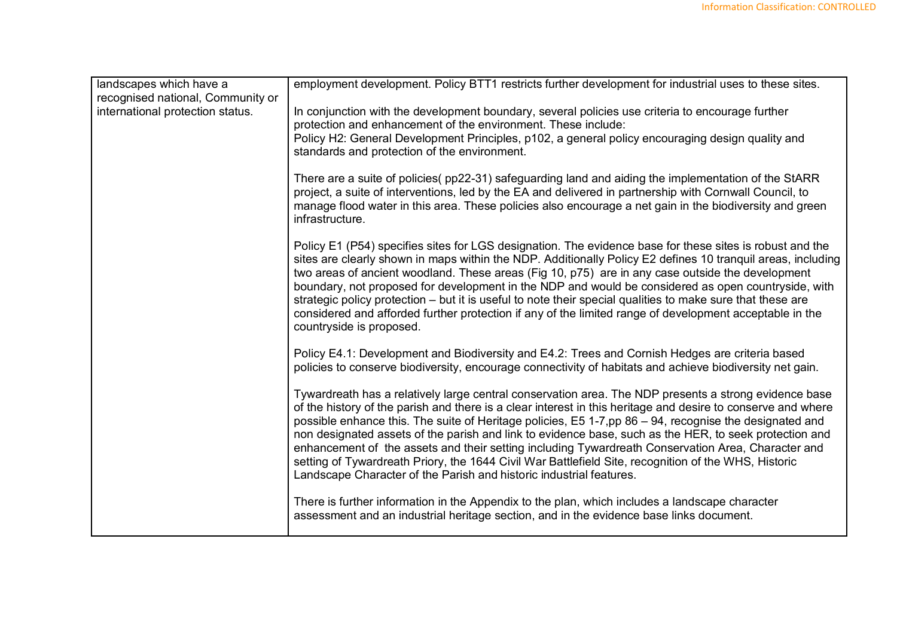| | |
|---|---|
| landscapes which have a recognised national, Community or international protection status. | employment development. Policy BTT1 restricts further development for industrial uses to these sites.<br><br>In conjunction with the development boundary, several policies use criteria to encourage further protection and enhancement of the environment. These include:<br>Policy H2: General Development Principles, p102, a general policy encouraging design quality and standards and protection of the environment.<br><br>There are a suite of policies( pp22-31) safeguarding land and aiding the implementation of the StARR project, a suite of interventions, led by the EA and delivered in partnership with Cornwall Council, to manage flood water in this area. These policies also encourage a net gain in the biodiversity and green infrastructure.<br><br>Policy E1 (P54) specifies sites for LGS designation. The evidence base for these sites is robust and the sites are clearly shown in maps within the NDP. Additionally Policy E2 defines 10 tranquil areas, including two areas of ancient woodland. These areas (Fig 10, p75) are in any case outside the development boundary, not proposed for development in the NDP and would be considered as open countryside, with strategic policy protection – but it is useful to note their special qualities to make sure that these are considered and afforded further protection if any of the limited range of development acceptable in the countryside is proposed.<br><br>Policy E4.1: Development and Biodiversity and E4.2: Trees and Cornish Hedges are criteria based policies to conserve biodiversity, encourage connectivity of habitats and achieve biodiversity net gain.<br><br>Tywardreath has a relatively large central conservation area. The NDP presents a strong evidence base of the history of the parish and there is a clear interest in this heritage and desire to conserve and where possible enhance this. The suite of Heritage policies, E5 1-7,pp 86 – 94, recognise the designated and non designated assets of the parish and link to evidence base, such as the HER, to seek protection and enhancement of the assets and their setting including Tywardreath Conservation Area, Character and setting of Tywardreath Priory, the 1644 Civil War Battlefield Site, recognition of the WHS, Historic Landscape Character of the Parish and historic industrial features.<br><br>There is further information in the Appendix to the plan, which includes a landscape character assessment and an industrial heritage section, and in the evidence base links document. |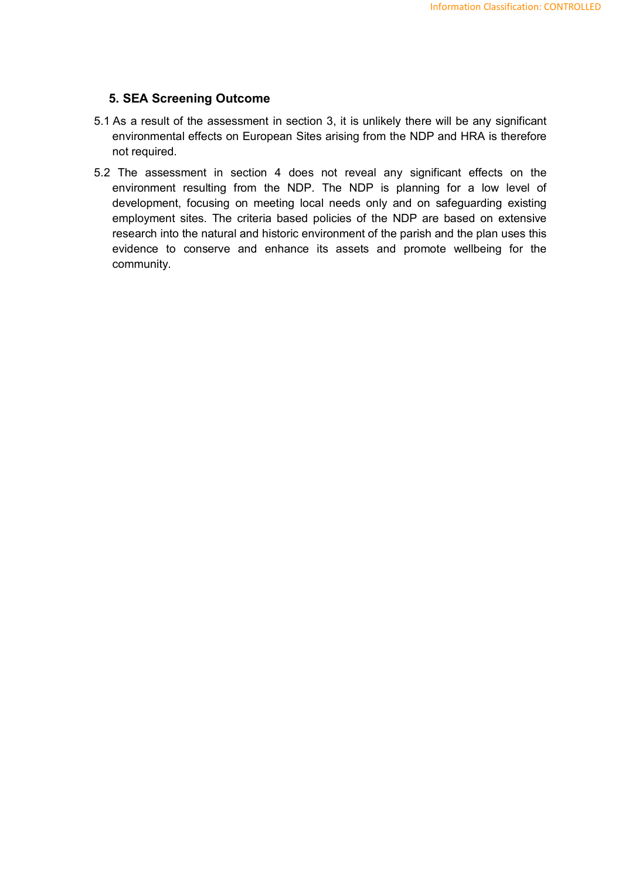## 5. SEA Screening Outcome

5.1 As a result of the assessment in section 3, it is unlikely there will be any significant environmental effects on European Sites arising from the NDP and HRA is therefore not required.

5.2 The assessment in section 4 does not reveal any significant effects on the environment resulting from the NDP. The NDP is planning for a low level of development, focusing on meeting local needs only and on safeguarding existing employment sites. The criteria based policies of the NDP are based on extensive research into the natural and historic environment of the parish and the plan uses this evidence to conserve and enhance its assets and promote wellbeing for the community.